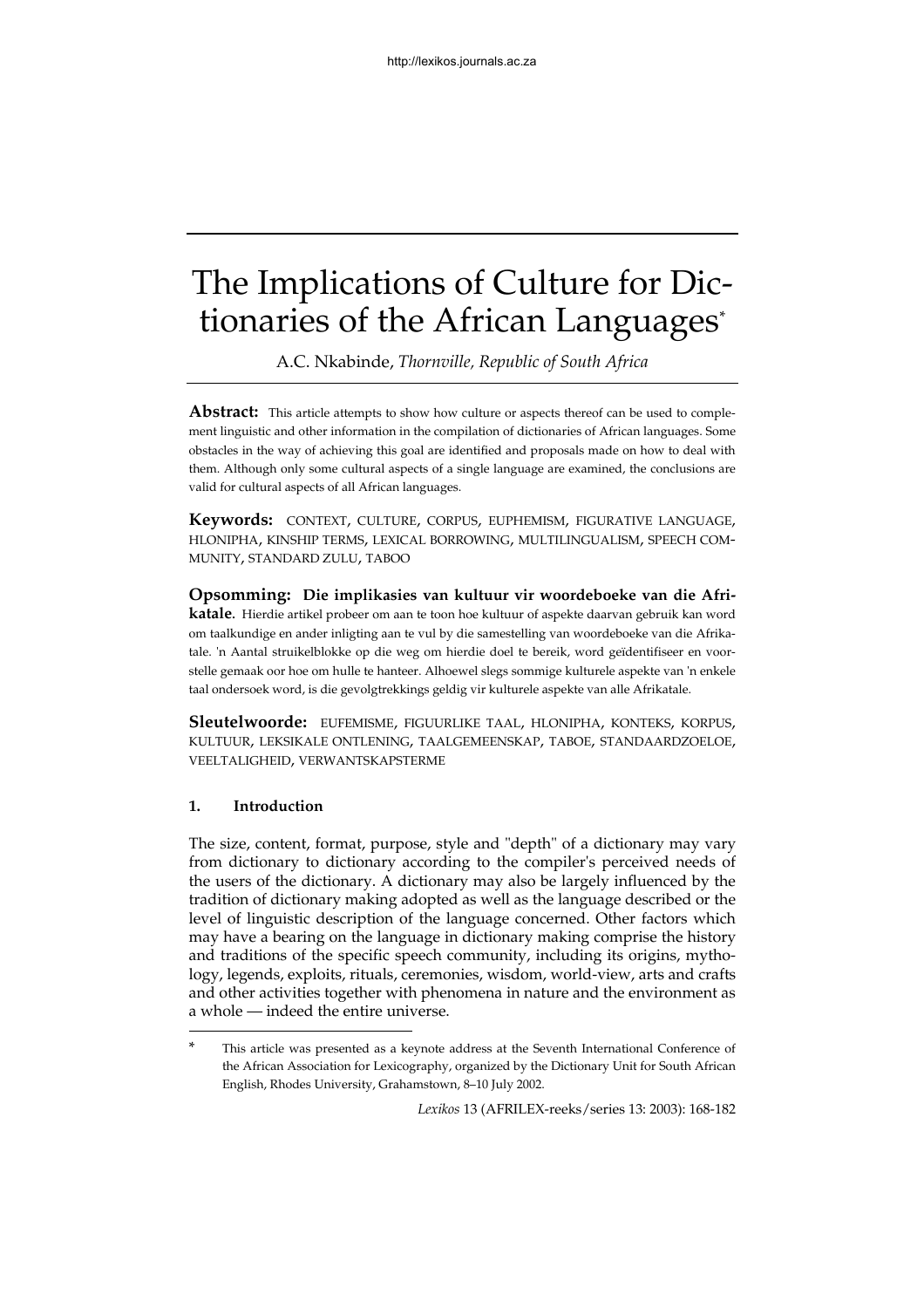# The Implications of Culture for Dictionaries of the African Languages*

A.C. Nkabinde, *Thornville, Republic of South Africa*

**Abstract:** This article attempts to show how culture or aspects thereof can be used to complement linguistic and other information in the compilation of dictionaries of African languages. Some obstacles in the way of achieving this goal are identified and proposals made on how to deal with them. Although only some cultural aspects of a single language are examined, the conclusions are valid for cultural aspects of all African languages.

**Keywords:** CONTEXT, CULTURE, CORPUS, EUPHEMISM, FIGURATIVE LANGUAGE, HLONIPHA, KINSHIP TERMS, LEXICAL BORROWING, MULTILINGUALISM, SPEECH COMMUNITY, STANDARD ZULU, TABOO

**Opsomming: Die implikasies van kultuur vir woordeboeke van die Afrikatale.** Hierdie artikel probeer om aan te toon hoe kultuur of aspekte daarvan gebruik kan word om taalkundige en ander inligting aan te vul by die samestelling van woordeboeke van die Afrikatale. 'n Aantal struikelblokke op die weg om hierdie doel te bereik, word geïdentifiseer en voorstelle gemaak oor hoe om hulle te hanteer. Alhoewel slegs sommige kulturele aspekte van 'n enkele taal ondersoek word, is die gevolgtrekkings geldig vir kulturele aspekte van alle Afrikatale.

**Sleutelwoorde:** EUFEMISME, FIGUURLIKE TAAL, HLONIPHA, KONTEKS, KORPUS, KULTUUR, LEKSIKALE ONTLENING, TAALGEMEENSKAP, TABOE, STANDAARDZOELOE, VEELTALIGHEID, VERWANTSKAPSTERME

## 1. Introduction

The size, content, format, purpose, style and "depth" of a dictionary may vary from dictionary to dictionary according to the compiler's perceived needs of the users of the dictionary. A dictionary may also be largely influenced by the tradition of dictionary making adopted as well as the language described or the level of linguistic description of the language concerned. Other factors which may have a bearing on the language in dictionary making comprise the history and traditions of the specific speech community, including its origins, mythology, legends, exploits, rituals, ceremonies, wisdom, world-view, arts and crafts and other activities together with phenomena in nature and the environment as a whole — indeed the entire universe.

---

\* This article was presented as a keynote address at the Seventh International Conference of the African Association for Lexicography, organized by the Dictionary Unit for South African English, Rhodes University, Grahamstown, 8–10 July 2002.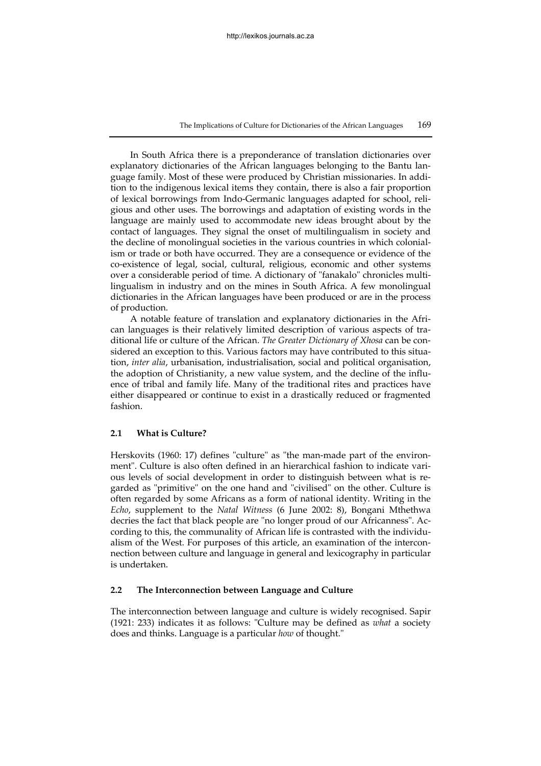In South Africa there is a preponderance of translation dictionaries over explanatory dictionaries of the African languages belonging to the Bantu language family. Most of these were produced by Christian missionaries. In addition to the indigenous lexical items they contain, there is also a fair proportion of lexical borrowings from Indo-Germanic languages adapted for school, religious and other uses. The borrowings and adaptation of existing words in the language are mainly used to accommodate new ideas brought about by the contact of languages. They signal the onset of multilingualism in society and the decline of monolingual societies in the various countries in which colonialism or trade or both have occurred. They are a consequence or evidence of the co-existence of legal, social, cultural, religious, economic and other systems over a considerable period of time. A dictionary of "fanakalo" chronicles multilingualism in industry and on the mines in South Africa. A few monolingual dictionaries in the African languages have been produced or are in the process of production.

A notable feature of translation and explanatory dictionaries in the African languages is their relatively limited description of various aspects of traditional life or culture of the African. *The Greater Dictionary of Xhosa* can be considered an exception to this. Various factors may have contributed to this situation, *inter alia*, urbanisation, industrialisation, social and political organisation, the adoption of Christianity, a new value system, and the decline of the influence of tribal and family life. Many of the traditional rites and practices have either disappeared or continue to exist in a drastically reduced or fragmented fashion.

### 2.1 What is Culture?

Herskovits (1960: 17) defines "culture" as "the man-made part of the environment". Culture is also often defined in an hierarchical fashion to indicate various levels of social development in order to distinguish between what is regarded as "primitive" on the one hand and "civilised" on the other. Culture is often regarded by some Africans as a form of national identity. Writing in the *Echo*, supplement to the *Natal Witness* (6 June 2002: 8), Bongani Mthethwa decries the fact that black people are "no longer proud of our Africanness". According to this, the communality of African life is contrasted with the individualism of the West. For purposes of this article, an examination of the interconnection between culture and language in general and lexicography in particular is undertaken.

### 2.2 The Interconnection between Language and Culture

The interconnection between language and culture is widely recognised. Sapir (1921: 233) indicates it as follows: "Culture may be defined as *what* a society does and thinks. Language is a particular *how* of thought."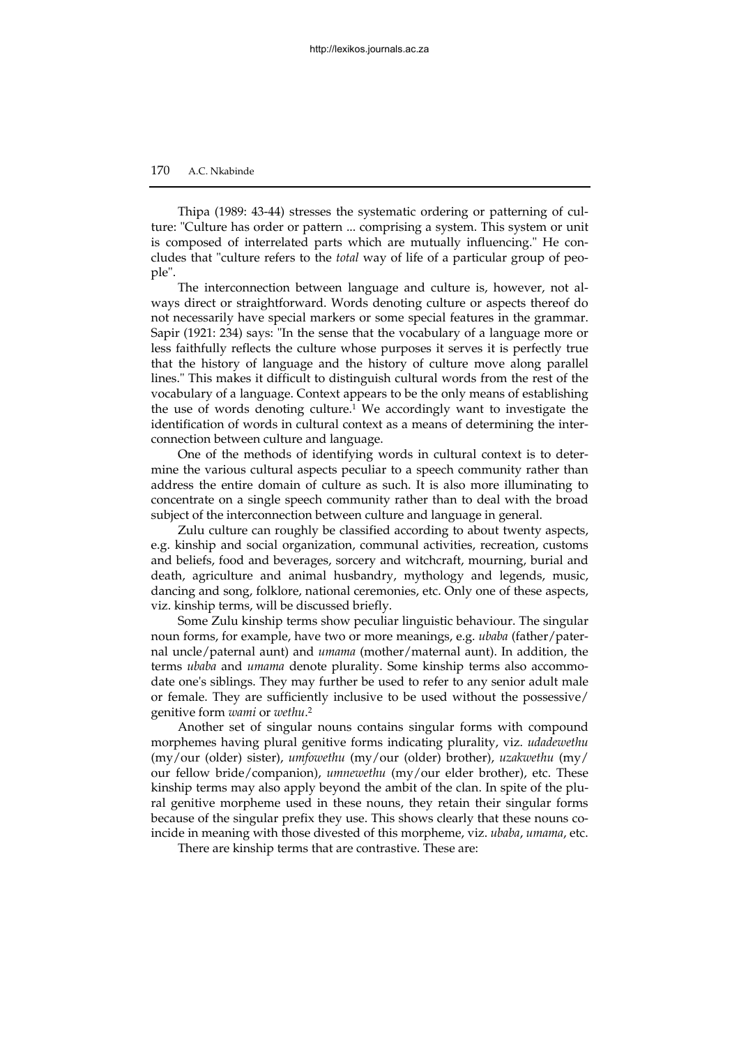Thipa (1989: 43-44) stresses the systematic ordering or patterning of culture: "Culture has order or pattern ... comprising a system. This system or unit is composed of interrelated parts which are mutually influencing." He concludes that "culture refers to the *total* way of life of a particular group of people".

The interconnection between language and culture is, however, not always direct or straightforward. Words denoting culture or aspects thereof do not necessarily have special markers or some special features in the grammar. Sapir (1921: 234) says: "In the sense that the vocabulary of a language more or less faithfully reflects the culture whose purposes it serves it is perfectly true that the history of language and the history of culture move along parallel lines." This makes it difficult to distinguish cultural words from the rest of the vocabulary of a language. Context appears to be the only means of establishing the use of words denoting culture.[1] We accordingly want to investigate the identification of words in cultural context as a means of determining the interconnection between culture and language.

One of the methods of identifying words in cultural context is to determine the various cultural aspects peculiar to a speech community rather than address the entire domain of culture as such. It is also more illuminating to concentrate on a single speech community rather than to deal with the broad subject of the interconnection between culture and language in general.

Zulu culture can roughly be classified according to about twenty aspects, e.g. kinship and social organization, communal activities, recreation, customs and beliefs, food and beverages, sorcery and witchcraft, mourning, burial and death, agriculture and animal husbandry, mythology and legends, music, dancing and song, folklore, national ceremonies, etc. Only one of these aspects, viz. kinship terms, will be discussed briefly.

Some Zulu kinship terms show peculiar linguistic behaviour. The singular noun forms, for example, have two or more meanings, e.g. *ubaba* (father/paternal uncle/paternal aunt) and *umama* (mother/maternal aunt). In addition, the terms *ubaba* and *umama* denote plurality. Some kinship terms also accommodate one's siblings. They may further be used to refer to any senior adult male or female. They are sufficiently inclusive to be used without the possessive/genitive form *wami* or *wethu*.[2]

Another set of singular nouns contains singular forms with compound morphemes having plural genitive forms indicating plurality, viz. *udadewethu* (my/our (older) sister), *umfowethu* (my/our (older) brother), *uzakwethu* (my/our fellow bride/companion), *umnewethu* (my/our elder brother), etc. These kinship terms may also apply beyond the ambit of the clan. In spite of the plural genitive morpheme used in these nouns, they retain their singular forms because of the singular prefix they use. This shows clearly that these nouns coincide in meaning with those divested of this morpheme, viz. *ubaba*, *umama*, etc.

There are kinship terms that are contrastive. These are: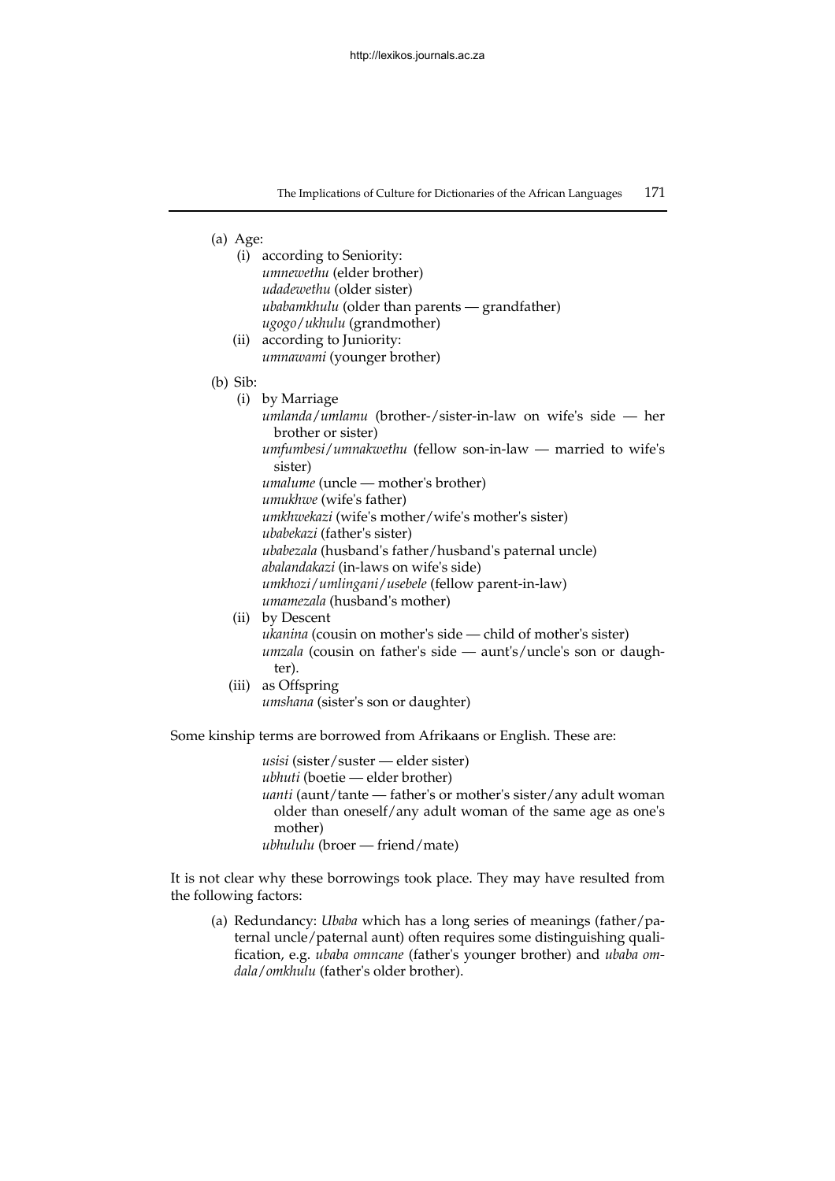(a) Age:

  (i) according to Seniority:
  *umnewethu* (elder brother)
  *udadewethu* (older sister)
  *ubabamkhulu* (older than parents — grandfather)
  *ugogo*/*ukhulu* (grandmother)

  (ii) according to Juniority:
  *umnawami* (younger brother)

(b) Sib:

  (i) by Marriage
  *umlanda*/*umlamu* (brother-/sister-in-law on wife's side — her brother or sister)
  *umfumbesi*/*umnakwethu* (fellow son-in-law — married to wife's sister)
  *umalume* (uncle — mother's brother)
  *umukhwe* (wife's father)
  *umkhwekazi* (wife's mother/wife's mother's sister)
  *ubabekazi* (father's sister)
  *ubabezala* (husband's father/husband's paternal uncle)
  *abalandakazi* (in-laws on wife's side)
  *umkhozi*/*umlingani*/*usebele* (fellow parent-in-law)
  *umamezala* (husband's mother)

  (ii) by Descent
  *ukanina* (cousin on mother's side — child of mother's sister)
  *umzala* (cousin on father's side — aunt's/uncle's son or daughter).

  (iii) as Offspring
  *umshana* (sister's son or daughter)

Some kinship terms are borrowed from Afrikaans or English. These are:

> *usisi* (sister/suster — elder sister)
> *ubhuti* (boetie — elder brother)
> *uanti* (aunt/tante — father's or mother's sister/any adult woman older than oneself/any adult woman of the same age as one's mother)
> *ubhululu* (broer — friend/mate)

It is not clear why these borrowings took place. They may have resulted from the following factors:

(a) Redundancy: *Ubaba* which has a long series of meanings (father/paternal uncle/paternal aunt) often requires some distinguishing qualification, e.g. *ubaba omncane* (father's younger brother) and *ubaba omdala*/*omkhulu* (father's older brother).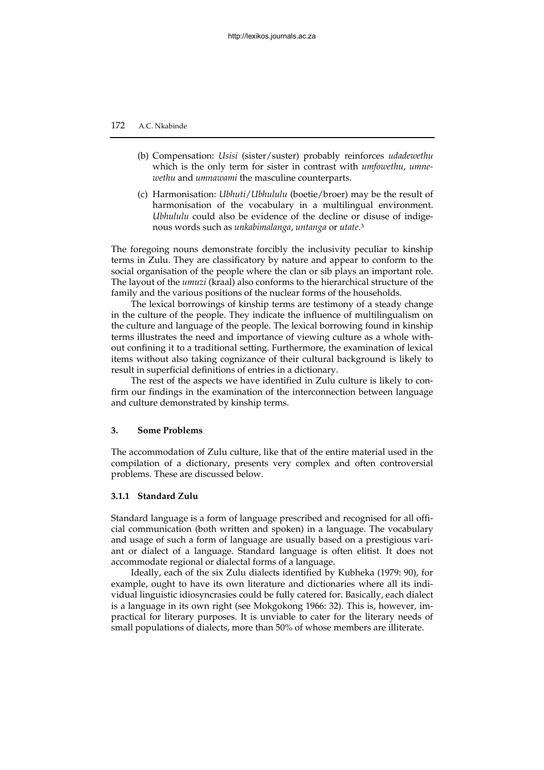(b) Compensation: *Usisi* (sister/suster) probably reinforces *udadewethu* which is the only term for sister in contrast with *umfowethu*, *umnewethu* and *umnawami* the masculine counterparts.

(c) Harmonisation: *Ubhuti*/*Ubhululu* (boetie/broer) may be the result of harmonisation of the vocabulary in a multilingual environment. *Ubhululu* could also be evidence of the decline or disuse of indigenous words such as *unkabimalanga*, *untanga* or *utate*.[3]

The foregoing nouns demonstrate forcibly the inclusivity peculiar to kinship terms in Zulu. They are classificatory by nature and appear to conform to the social organisation of the people where the clan or sib plays an important role. The layout of the *umuzi* (kraal) also conforms to the hierarchical structure of the family and the various positions of the nuclear forms of the households.

The lexical borrowings of kinship terms are testimony of a steady change in the culture of the people. They indicate the influence of multilingualism on the culture and language of the people. The lexical borrowing found in kinship terms illustrates the need and importance of viewing culture as a whole without confining it to a traditional setting. Furthermore, the examination of lexical items without also taking cognizance of their cultural background is likely to result in superficial definitions of entries in a dictionary.

The rest of the aspects we have identified in Zulu culture is likely to confirm our findings in the examination of the interconnection between language and culture demonstrated by kinship terms.

## 3. Some Problems

The accommodation of Zulu culture, like that of the entire material used in the compilation of a dictionary, presents very complex and often controversial problems. These are discussed below.

### 3.1.1 Standard Zulu

Standard language is a form of language prescribed and recognised for all official communication (both written and spoken) in a language. The vocabulary and usage of such a form of language are usually based on a prestigious variant or dialect of a language. Standard language is often elitist. It does not accommodate regional or dialectal forms of a language.

Ideally, each of the six Zulu dialects identified by Kubheka (1979: 90), for example, ought to have its own literature and dictionaries where all its individual linguistic idiosyncrasies could be fully catered for. Basically, each dialect is a language in its own right (see Mokgokong 1966: 32). This is, however, impractical for literary purposes. It is unviable to cater for the literary needs of small populations of dialects, more than 50% of whose members are illiterate.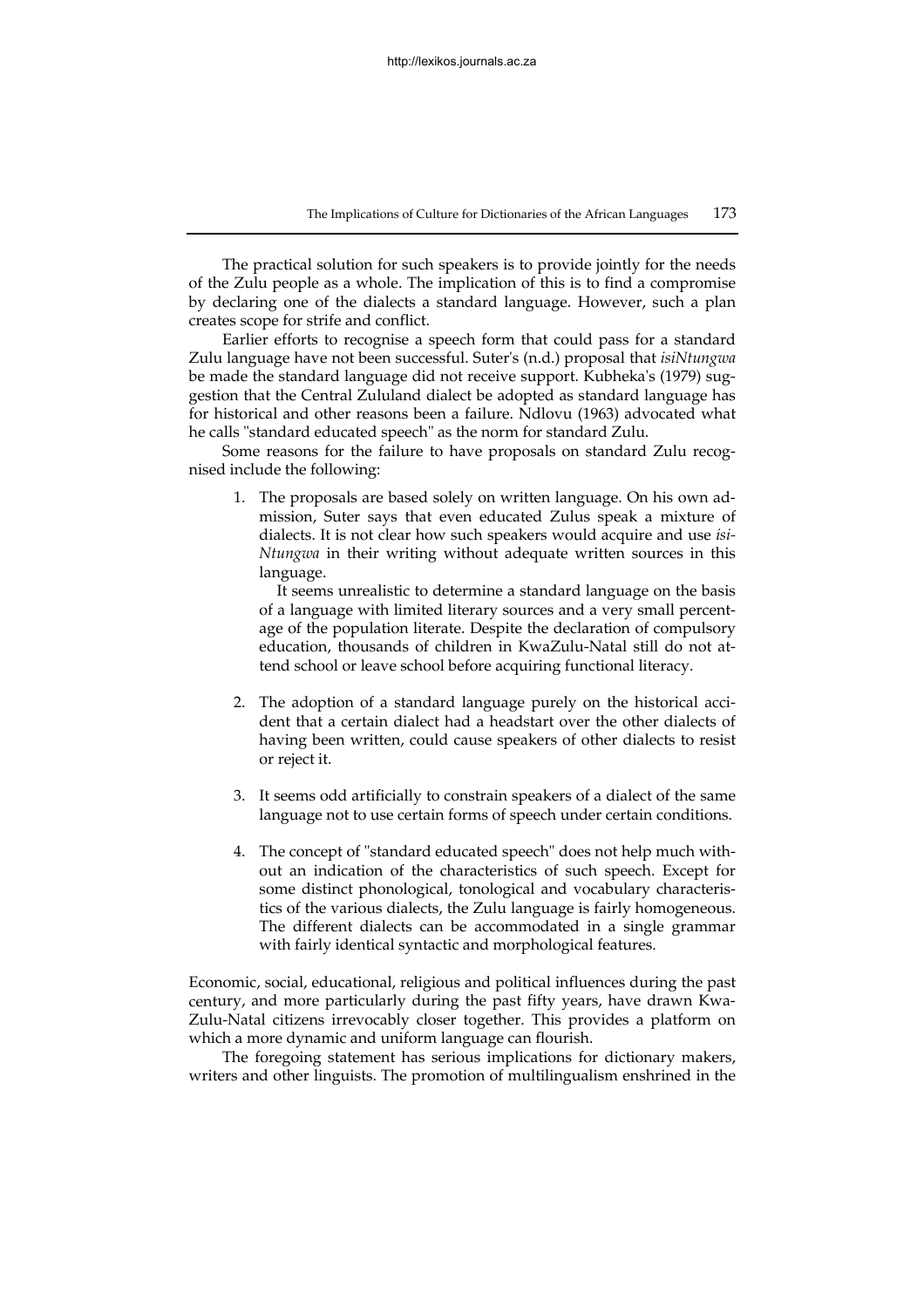The practical solution for such speakers is to provide jointly for the needs of the Zulu people as a whole. The implication of this is to find a compromise by declaring one of the dialects a standard language. However, such a plan creates scope for strife and conflict.

Earlier efforts to recognise a speech form that could pass for a standard Zulu language have not been successful. Suter's (n.d.) proposal that *isiNtungwa* be made the standard language did not receive support. Kubheka's (1979) suggestion that the Central Zululand dialect be adopted as standard language has for historical and other reasons been a failure. Ndlovu (1963) advocated what he calls "standard educated speech" as the norm for standard Zulu.

Some reasons for the failure to have proposals on standard Zulu recognised include the following:

1. The proposals are based solely on written language. On his own admission, Suter says that even educated Zulus speak a mixture of dialects. It is not clear how such speakers would acquire and use *isiNtungwa* in their writing without adequate written sources in this language.

   It seems unrealistic to determine a standard language on the basis of a language with limited literary sources and a very small percentage of the population literate. Despite the declaration of compulsory education, thousands of children in KwaZulu-Natal still do not attend school or leave school before acquiring functional literacy.

2. The adoption of a standard language purely on the historical accident that a certain dialect had a headstart over the other dialects of having been written, could cause speakers of other dialects to resist or reject it.

3. It seems odd artificially to constrain speakers of a dialect of the same language not to use certain forms of speech under certain conditions.

4. The concept of "standard educated speech" does not help much without an indication of the characteristics of such speech. Except for some distinct phonological, tonological and vocabulary characteristics of the various dialects, the Zulu language is fairly homogeneous. The different dialects can be accommodated in a single grammar with fairly identical syntactic and morphological features.

Economic, social, educational, religious and political influences during the past century, and more particularly during the past fifty years, have drawn KwaZulu-Natal citizens irrevocably closer together. This provides a platform on which a more dynamic and uniform language can flourish.

The foregoing statement has serious implications for dictionary makers, writers and other linguists. The promotion of multilingualism enshrined in the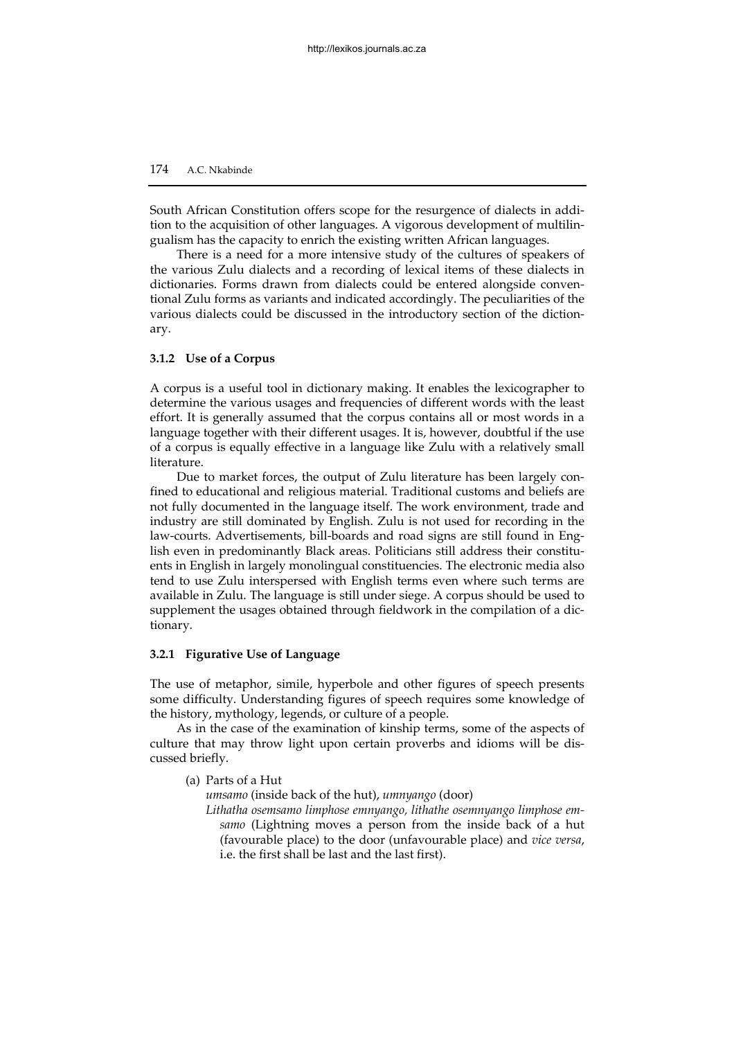South African Constitution offers scope for the resurgence of dialects in addition to the acquisition of other languages. A vigorous development of multilingualism has the capacity to enrich the existing written African languages.

There is a need for a more intensive study of the cultures of speakers of the various Zulu dialects and a recording of lexical items of these dialects in dictionaries. Forms drawn from dialects could be entered alongside conventional Zulu forms as variants and indicated accordingly. The peculiarities of the various dialects could be discussed in the introductory section of the dictionary.

### 3.1.2 Use of a Corpus

A corpus is a useful tool in dictionary making. It enables the lexicographer to determine the various usages and frequencies of different words with the least effort. It is generally assumed that the corpus contains all or most words in a language together with their different usages. It is, however, doubtful if the use of a corpus is equally effective in a language like Zulu with a relatively small literature.

Due to market forces, the output of Zulu literature has been largely confined to educational and religious material. Traditional customs and beliefs are not fully documented in the language itself. The work environment, trade and industry are still dominated by English. Zulu is not used for recording in the law-courts. Advertisements, bill-boards and road signs are still found in English even in predominantly Black areas. Politicians still address their constituents in English in largely monolingual constituencies. The electronic media also tend to use Zulu interspersed with English terms even where such terms are available in Zulu. The language is still under siege. A corpus should be used to supplement the usages obtained through fieldwork in the compilation of a dictionary.

### 3.2.1 Figurative Use of Language

The use of metaphor, simile, hyperbole and other figures of speech presents some difficulty. Understanding figures of speech requires some knowledge of the history, mythology, legends, or culture of a people.

As in the case of the examination of kinship terms, some of the aspects of culture that may throw light upon certain proverbs and idioms will be discussed briefly.

(a) Parts of a Hut
*umsamo* (inside back of the hut), *umnyango* (door)
*Lithatha osemsamo limphose emnyango, lithathe osemnyango limphose emsamo* (Lightning moves a person from the inside back of a hut (favourable place) to the door (unfavourable place) and *vice versa*, i.e. the first shall be last and the last first).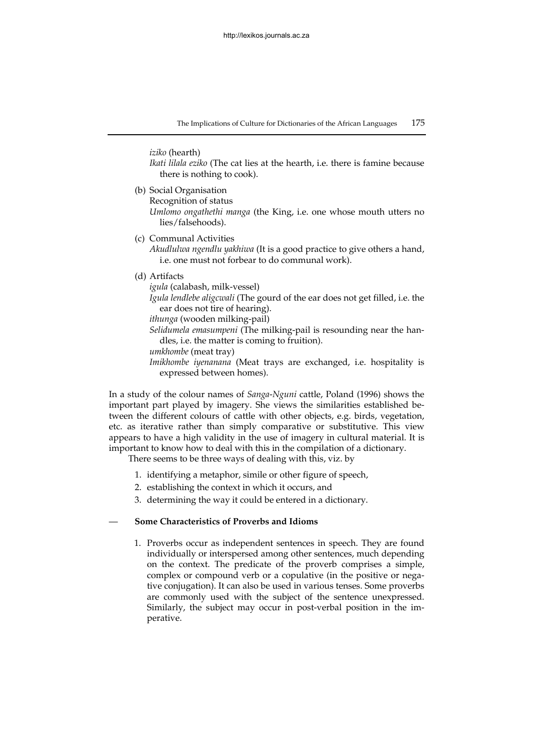*iziko* (hearth)

*Ikati lilala eziko* (The cat lies at the hearth, i.e. there is famine because there is nothing to cook).

(b) Social Organisation

Recognition of status

*Umlomo ongathethi manga* (the King, i.e. one whose mouth utters no lies/falsehoods).

(c) Communal Activities

*Akudlulwa ngendlu yakhiwa* (It is a good practice to give others a hand, i.e. one must not forbear to do communal work).

(d) Artifacts

*igula* (calabash, milk-vessel)

*Igula lendlebe aligcwali* (The gourd of the ear does not get filled, i.e. the ear does not tire of hearing).

*ithunga* (wooden milking-pail)

*Selidumela emasumpeni* (The milking-pail is resounding near the handles, i.e. the matter is coming to fruition).

*umkhombe* (meat tray)

*Imikhombe iyenanana* (Meat trays are exchanged, i.e. hospitality is expressed between homes).

In a study of the colour names of *Sanga-Nguni* cattle, Poland (1996) shows the important part played by imagery. She views the similarities established between the different colours of cattle with other objects, e.g. birds, vegetation, etc. as iterative rather than simply comparative or substitutive. This view appears to have a high validity in the use of imagery in cultural material. It is important to know how to deal with this in the compilation of a dictionary.

There seems to be three ways of dealing with this, viz. by

1. identifying a metaphor, simile or other figure of speech,
2. establishing the context in which it occurs, and
3. determining the way it could be entered in a dictionary.

— **Some Characteristics of Proverbs and Idioms**

1. Proverbs occur as independent sentences in speech. They are found individually or interspersed among other sentences, much depending on the context. The predicate of the proverb comprises a simple, complex or compound verb or a copulative (in the positive or negative conjugation). It can also be used in various tenses. Some proverbs are commonly used with the subject of the sentence unexpressed. Similarly, the subject may occur in post-verbal position in the imperative.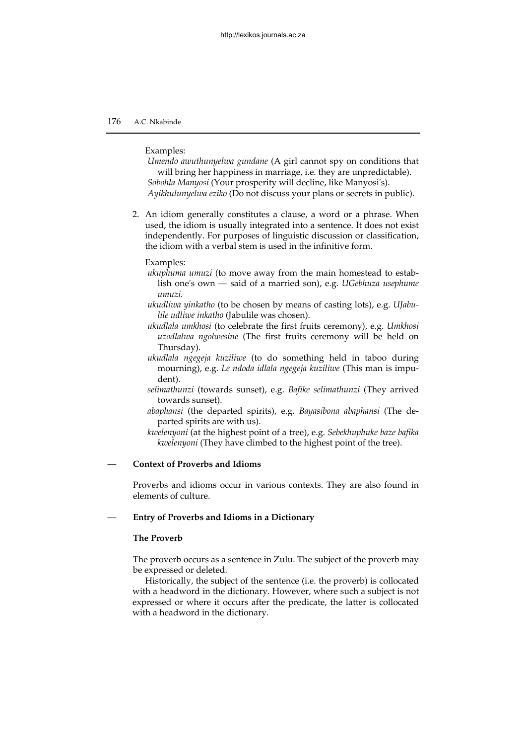Examples:

*Umendo awuthunyelwa gundane* (A girl cannot spy on conditions that will bring her happiness in marriage, i.e. they are unpredictable).
*Sobohla Manyosi* (Your prosperity will decline, like Manyosi's).
*Ayikhulunyelwa eziko* (Do not discuss your plans or secrets in public).

2. An idiom generally constitutes a clause, a word or a phrase. When used, the idiom is usually integrated into a sentence. It does not exist independently. For purposes of linguistic discussion or classification, the idiom with a verbal stem is used in the infinitive form.

Examples:

*ukuphuma umuzi* (to move away from the main homestead to establish one's own — said of a married son), e.g. *UGebhuza usephume umuzi.*
*ukudliwa yinkatho* (to be chosen by means of casting lots), e.g. *UJabulile udliwe inkatho* (Jabulile was chosen).
*ukudlala umkhosi* (to celebrate the first fruits ceremony), e.g. *Umkhosi uzodlalwa ngolwesine* (The first fruits ceremony will be held on Thursday).
*ukudlala ngegeja kuziliwe* (to do something held in taboo during mourning), e.g. *Le ndoda idlala ngegeja kuziliwe* (This man is impudent).
*selimathunzi* (towards sunset), e.g. *Bafike selimathunzi* (They arrived towards sunset).
*abaphansi* (the departed spirits), e.g. *Bayasibona abaphansi* (The departed spirits are with us).
*kwelenyoni* (at the highest point of a tree), e.g. *Sebekhuphuke baze bafika kwelenyoni* (They have climbed to the highest point of the tree).

— **Context of Proverbs and Idioms**

Proverbs and idioms occur in various contexts. They are also found in elements of culture.

— **Entry of Proverbs and Idioms in a Dictionary**

**The Proverb**

The proverb occurs as a sentence in Zulu. The subject of the proverb may be expressed or deleted.

Historically, the subject of the sentence (i.e. the proverb) is collocated with a headword in the dictionary. However, where such a subject is not expressed or where it occurs after the predicate, the latter is collocated with a headword in the dictionary.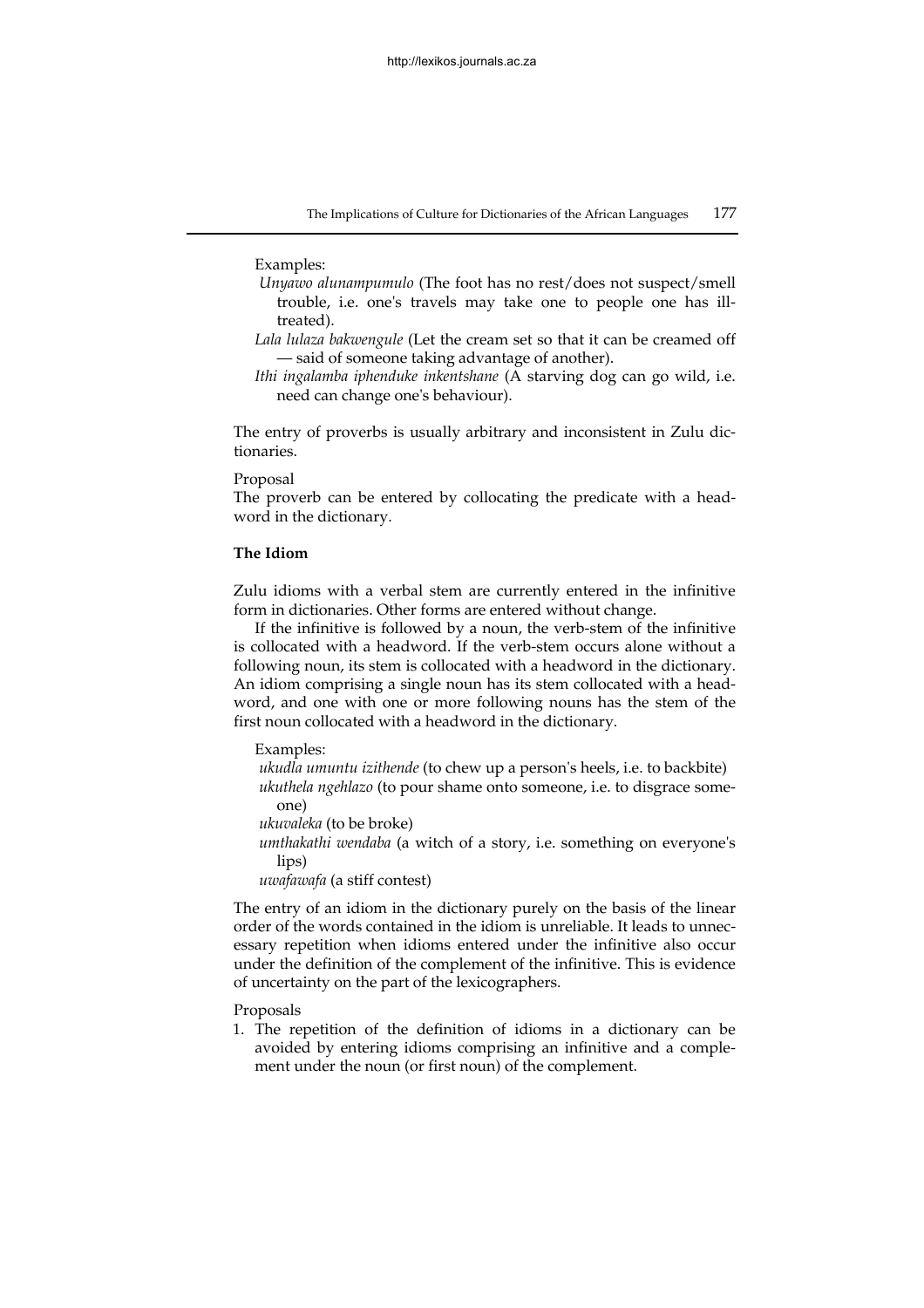Examples:

*Unyawo alunampumulo* (The foot has no rest/does not suspect/smell trouble, i.e. one's travels may take one to people one has ill-treated).

*Lala lulaza bakwengule* (Let the cream set so that it can be creamed off — said of someone taking advantage of another).

*Ithi ingalamba iphenduke inkentshane* (A starving dog can go wild, i.e. need can change one's behaviour).

The entry of proverbs is usually arbitrary and inconsistent in Zulu dictionaries.

Proposal

The proverb can be entered by collocating the predicate with a headword in the dictionary.

**The Idiom**

Zulu idioms with a verbal stem are currently entered in the infinitive form in dictionaries. Other forms are entered without change.

If the infinitive is followed by a noun, the verb-stem of the infinitive is collocated with a headword. If the verb-stem occurs alone without a following noun, its stem is collocated with a headword in the dictionary. An idiom comprising a single noun has its stem collocated with a headword, and one with one or more following nouns has the stem of the first noun collocated with a headword in the dictionary.

Examples:

*ukudla umuntu izithende* (to chew up a person's heels, i.e. to backbite)

*ukuthela ngehlazo* (to pour shame onto someone, i.e. to disgrace someone)

*ukuvaleka* (to be broke)

*umthakathi wendaba* (a witch of a story, i.e. something on everyone's lips)

*uwafawafa* (a stiff contest)

The entry of an idiom in the dictionary purely on the basis of the linear order of the words contained in the idiom is unreliable. It leads to unnecessary repetition when idioms entered under the infinitive also occur under the definition of the complement of the infinitive. This is evidence of uncertainty on the part of the lexicographers.

Proposals

1. The repetition of the definition of idioms in a dictionary can be avoided by entering idioms comprising an infinitive and a complement under the noun (or first noun) of the complement.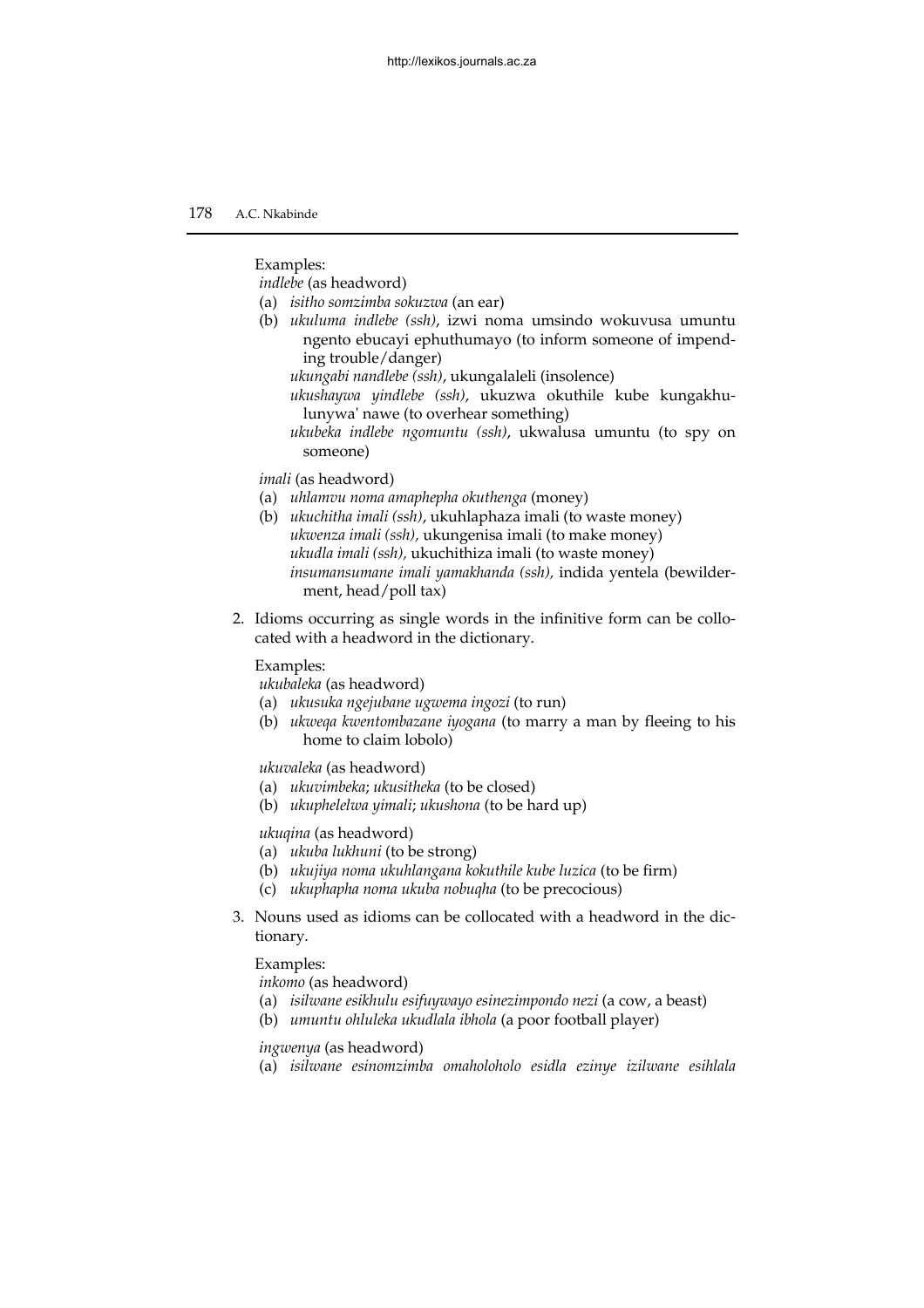Examples:

*indlebe* (as headword)

(a) *isitho somzimba sokuzwa* (an ear)

(b) *ukuluma indlebe (ssh)*, izwi noma umsindo wokuvusa umuntu ngento ebucayi ephuthumayo (to inform someone of impending trouble/danger)

*ukungabi nandlebe (ssh)*, ukungalaleli (insolence)

*ukushaywa yindlebe (ssh)*, ukuzwa okuthile kube kungakhulunywa' nawe (to overhear something)

*ukubeka indlebe ngomuntu (ssh)*, ukwalusa umuntu (to spy on someone)

*imali* (as headword)

(a) *uhlamvu noma amaphepha okuthenga* (money)

(b) *ukuchitha imali (ssh)*, ukuhlaphaza imali (to waste money)

*ukwenza imali (ssh),* ukungenisa imali (to make money)

*ukudla imali (ssh),* ukuchithiza imali (to waste money)

*insumansumane imali yamakhanda (ssh),* indida yentela (bewilderment, head/poll tax)

2. Idioms occurring as single words in the infinitive form can be collocated with a headword in the dictionary.

Examples:

*ukubaleka* (as headword)

(a) *ukusuka ngejubane ugwema ingozi* (to run)

(b) *ukweqa kwentombazane iyogana* (to marry a man by fleeing to his home to claim lobolo)

*ukuvaleka* (as headword)

(a) *ukuvimbeka*; *ukusitheka* (to be closed)

(b) *ukuphelelwa yimali*; *ukushona* (to be hard up)

*ukuqina* (as headword)

(a) *ukuba lukhuni* (to be strong)

(b) *ukujiya noma ukuhlangana kokuthile kube luzica* (to be firm)

(c) *ukuphapha noma ukuba nobuqha* (to be precocious)

3. Nouns used as idioms can be collocated with a headword in the dictionary.

Examples:

*inkomo* (as headword)

(a) *isilwane esikhulu esifuywayo esinezimpondo nezi* (a cow, a beast)

(b) *umuntu ohluleka ukudlala ibhola* (a poor football player)

*ingwenya* (as headword)

(a) *isilwane esinomzimba omaholoholo esidla ezinye izilwane esihlala*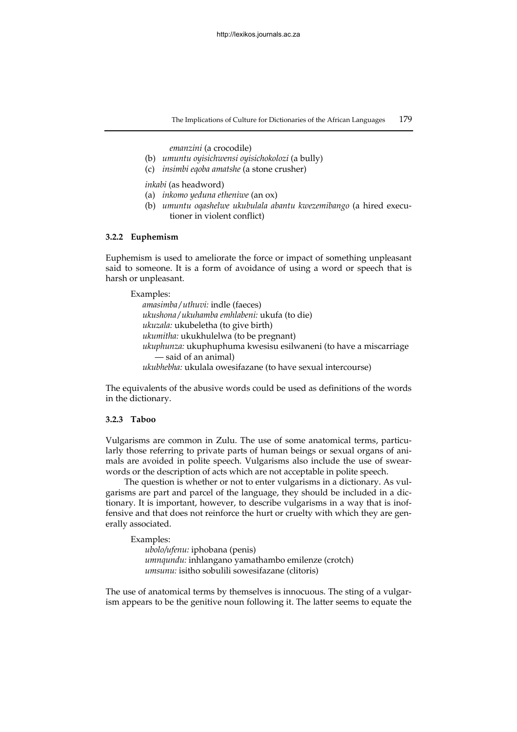*emanzini* (a crocodile)

(b) *umuntu oyisichwensi oyisichokolozi* (a bully)

(c) *insimbi eqoba amatshe* (a stone crusher)

*inkabi* (as headword)

(a) *inkomo yeduna etheniwe* (an ox)

(b) *umuntu oqashelwe ukubulala abantu kwezemibango* (a hired executioner in violent conflict)

### 3.2.2 Euphemism

Euphemism is used to ameliorate the force or impact of something unpleasant said to someone. It is a form of avoidance of using a word or speech that is harsh or unpleasant.

Examples:

*amasimba/uthuvi:* indle (faeces)
*ukushona/ukuhamba emhlabeni:* ukufa (to die)
*ukuzala:* ukubeletha (to give birth)
*ukumitha:* ukukhulelwa (to be pregnant)
*ukuphunza:* ukuphuphuma kwesisu esilwaneni (to have a miscarriage — said of an animal)
*ukubhebha:* ukulala owesifazane (to have sexual intercourse)

The equivalents of the abusive words could be used as definitions of the words in the dictionary.

### 3.2.3 Taboo

Vulgarisms are common in Zulu. The use of some anatomical terms, particularly those referring to private parts of human beings or sexual organs of animals are avoided in polite speech. Vulgarisms also include the use of swearwords or the description of acts which are not acceptable in polite speech.

The question is whether or not to enter vulgarisms in a dictionary. As vulgarisms are part and parcel of the language, they should be included in a dictionary. It is important, however, to describe vulgarisms in a way that is inoffensive and that does not reinforce the hurt or cruelty with which they are generally associated.

Examples:

*ubolo/ufenu:* iphobana (penis)
*umnqundu:* inhlangano yamathambo emilenze (crotch)
*umsunu:* isitho sobulili sowesifazane (clitoris)

The use of anatomical terms by themselves is innocuous. The sting of a vulgarism appears to be the genitive noun following it. The latter seems to equate the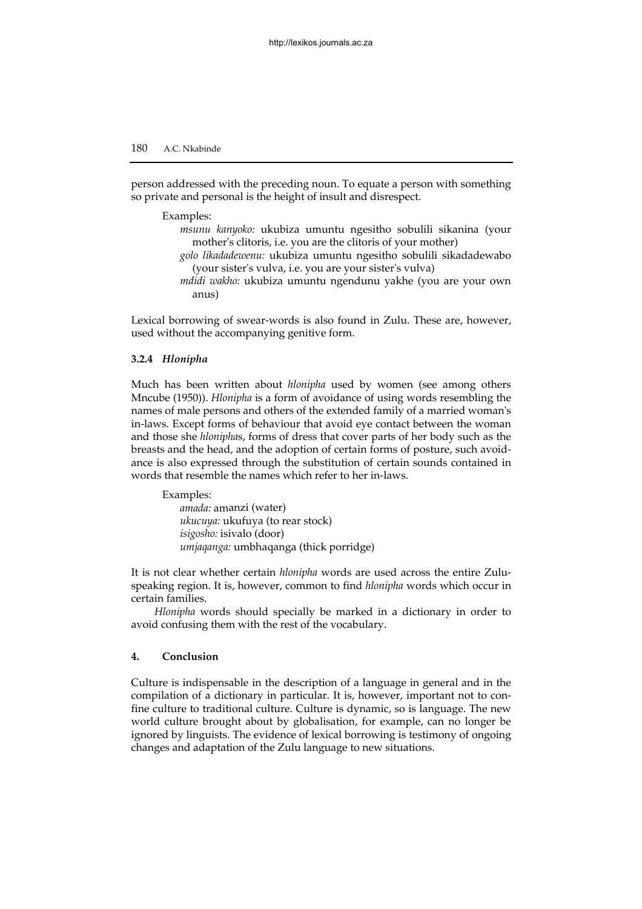person addressed with the preceding noun. To equate a person with something so private and personal is the height of insult and disrespect.

Examples:

*msunu kanyoko:* ukubiza umuntu ngesitho sobulili sikanina (your mother's clitoris, i.e. you are the clitoris of your mother)
*golo likadadewenu:* ukubiza umuntu ngesitho sobulili sikadadewabo (your sister's vulva, i.e. you are your sister's vulva)
*mdidi wakho:* ukubiza umuntu ngendunu yakhe (you are your own anus)

Lexical borrowing of swear-words is also found in Zulu. These are, however, used without the accompanying genitive form.

### 3.2.4 *Hlonipha*

Much has been written about *hlonipha* used by women (see among others Mncube (1950)). *Hlonipha* is a form of avoidance of using words resembling the names of male persons and others of the extended family of a married woman's in-laws. Except forms of behaviour that avoid eye contact between the woman and those she *hlonipha*s, forms of dress that cover parts of her body such as the breasts and the head, and the adoption of certain forms of posture, such avoidance is also expressed through the substitution of certain sounds contained in words that resemble the names which refer to her in-laws.

Examples:

*amada:* amanzi (water)
*ukucuya:* ukufuya (to rear stock)
*isigosho:* isivalo (door)
*umjaqanga:* umbhaqanga (thick porridge)

It is not clear whether certain *hlonipha* words are used across the entire Zulu-speaking region. It is, however, common to find *hlonipha* words which occur in certain families.

*Hlonipha* words should specially be marked in a dictionary in order to avoid confusing them with the rest of the vocabulary.

## 4. Conclusion

Culture is indispensable in the description of a language in general and in the compilation of a dictionary in particular. It is, however, important not to confine culture to traditional culture. Culture is dynamic, so is language. The new world culture brought about by globalisation, for example, can no longer be ignored by linguists. The evidence of lexical borrowing is testimony of ongoing changes and adaptation of the Zulu language to new situations.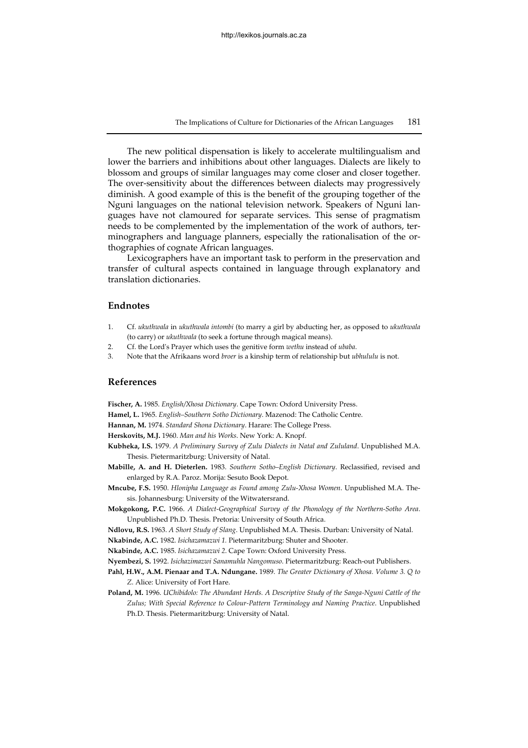The new political dispensation is likely to accelerate multilingualism and lower the barriers and inhibitions about other languages. Dialects are likely to blossom and groups of similar languages may come closer and closer together. The over-sensitivity about the differences between dialects may progressively diminish. A good example of this is the benefit of the grouping together of the Nguni languages on the national television network. Speakers of Nguni languages have not clamoured for separate services. This sense of pragmatism needs to be complemented by the implementation of the work of authors, terminographers and language planners, especially the rationalisation of the orthographies of cognate African languages.

Lexicographers have an important task to perform in the preservation and transfer of cultural aspects contained in language through explanatory and translation dictionaries.

## Endnotes

1. Cf. *ukuthwala* in *ukuthwala intombi* (to marry a girl by abducting her, as opposed to *ukuthwala* (to carry) or *ukuthwala* (to seek a fortune through magical means).
2. Cf. the Lord's Prayer which uses the genitive form *wethu* instead of *ubaba*.
3. Note that the Afrikaans word *broer* is a kinship term of relationship but *ubhululu* is not.

## References

**Fischer, A.** 1985. *English/Xhosa Dictionary*. Cape Town: Oxford University Press.

**Hamel, L.** 1965. *English–Southern Sotho Dictionary*. Mazenod: The Catholic Centre.

**Hannan, M.** 1974. *Standard Shona Dictionary*. Harare: The College Press.

**Herskovits, M.J.** 1960. *Man and his Works*. New York: A. Knopf.

**Kubheka, I.S.** 1979. *A Preliminary Survey of Zulu Dialects in Natal and Zululand*. Unpublished M.A. Thesis. Pietermaritzburg: University of Natal.

**Mabille, A. and H. Dieterlen.** 1983. *Southern Sotho–English Dictionary*. Reclassified, revised and enlarged by R.A. Paroz. Morija: Sesuto Book Depot.

**Mncube, F.S.** 1950. *Hlonipha Language as Found among Zulu-Xhosa Women*. Unpublished M.A. Thesis. Johannesburg: University of the Witwatersrand.

**Mokgokong, P.C.** 1966. *A Dialect-Geographical Survey of the Phonology of the Northern-Sotho Area*. Unpublished Ph.D. Thesis. Pretoria: University of South Africa.

**Ndlovu, R.S.** 1963. *A Short Study of Slang*. Unpublished M.A. Thesis. Durban: University of Natal.

**Nkabinde, A.C.** 1982. *Isichazamazwi 1*. Pietermaritzburg: Shuter and Shooter.

**Nkabinde, A.C.** 1985. *Isichazamazwi 2*. Cape Town: Oxford University Press.

**Nyembezi, S.** 1992. *Isichazimazwi Sanamuhla Nangomuso*. Pietermaritzburg: Reach-out Publishers.

**Pahl, H.W., A.M. Pienaar and T.A. Ndungane.** 1989. *The Greater Dictionary of Xhosa. Volume 3. Q to Z*. Alice: University of Fort Hare.

**Poland, M.** 1996. *UChibidolo: The Abundant Herds. A Descriptive Study of the Sanga-Nguni Cattle of the Zulus; With Special Reference to Colour-Pattern Terminology and Naming Practice*. Unpublished Ph.D. Thesis. Pietermaritzburg: University of Natal.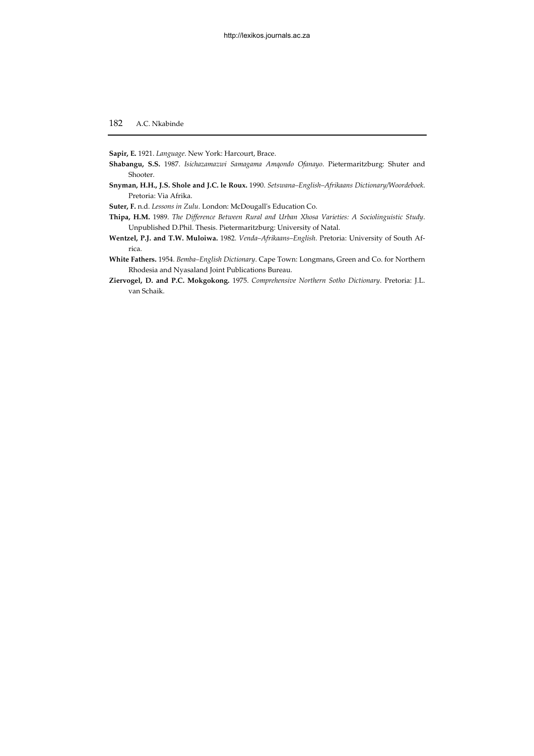**Sapir, E.** 1921. *Language*. New York: Harcourt, Brace.

**Shabangu, S.S.** 1987. *Isichazamazwi Samagama Amqondo Ofanayo*. Pietermaritzburg: Shuter and Shooter.

**Snyman, H.H., J.S. Shole and J.C. le Roux.** 1990. *Setswana–English–Afrikaans Dictionary/Woordeboek*. Pretoria: Via Afrika.

**Suter, F.** n.d. *Lessons in Zulu*. London: McDougall's Education Co.

**Thipa, H.M.** 1989. *The Difference Between Rural and Urban Xhosa Varieties: A Sociolinguistic Study*. Unpublished D.Phil. Thesis. Pietermaritzburg: University of Natal.

**Wentzel, P.J. and T.W. Muloiwa.** 1982. *Venda–Afrikaans–English*. Pretoria: University of South Africa.

**White Fathers.** 1954. *Bemba–English Dictionary*. Cape Town: Longmans, Green and Co. for Northern Rhodesia and Nyasaland Joint Publications Bureau.

**Ziervogel, D. and P.C. Mokgokong.** 1975. *Comprehensive Northern Sotho Dictionary*. Pretoria: J.L. van Schaik.